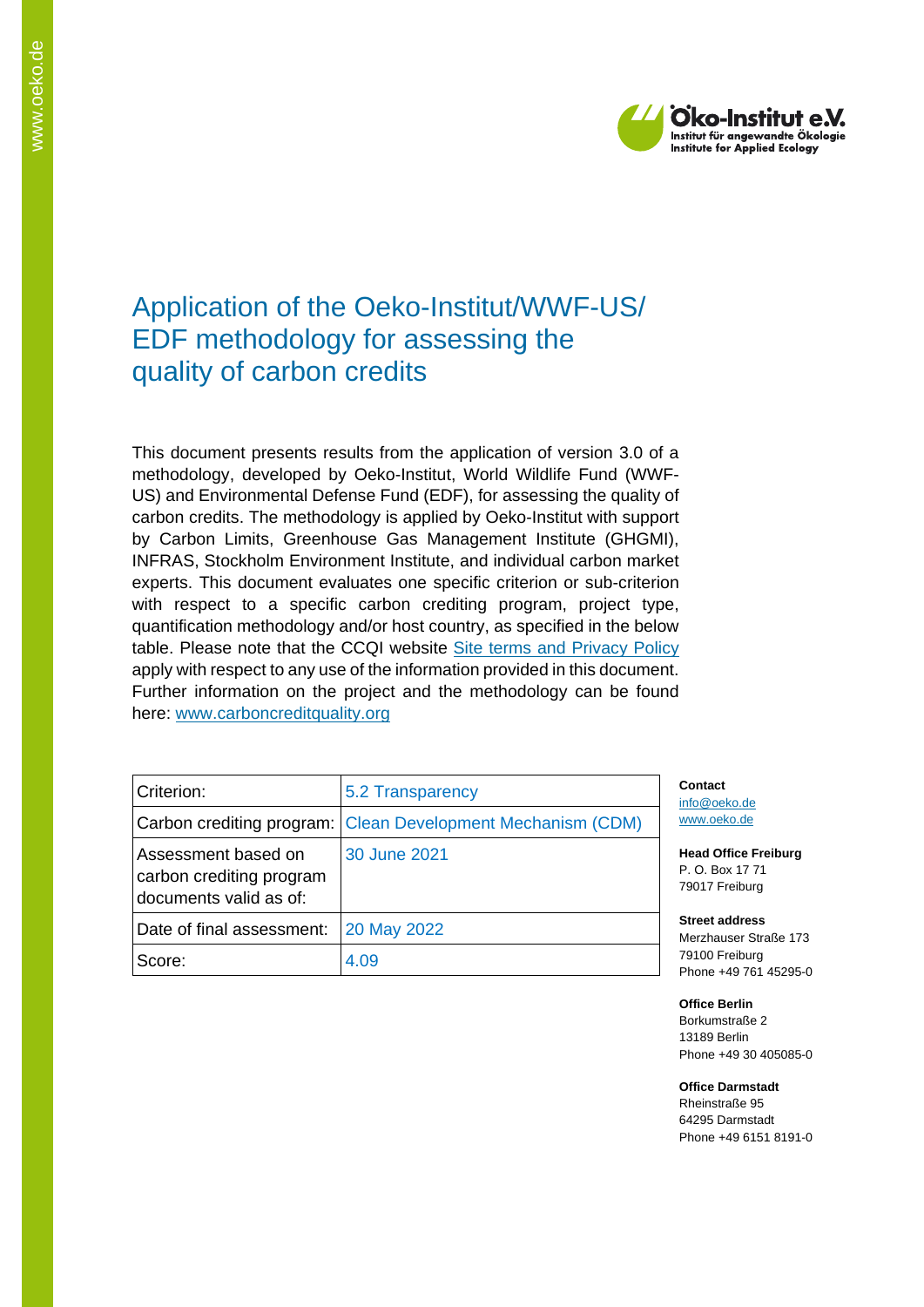# Application of the Oeko-Institut/WWF-US/ EDF methodology for assessing the quality of carbon credits

This document presents results from the application of version 3.0 of a methodology, developed by Oeko-Institut, World Wildlife Fund (WWF-US) and Environmental Defense Fund (EDF), for assessing the quality of carbon credits. The methodology is applied by Oeko-Institut with support by Carbon Limits, Greenhouse Gas Management Institute (GHGMI), INFRAS, Stockholm Environment Institute, and individual carbon market experts. This document evaluates one specific criterion or sub-criterion with respect to a specific carbon crediting program, project type, quantification methodology and/or host country, as specified in the below table. Please note that the CCQI website Site terms and Privacy Policy apply with respect to any use of the information provided in this document. Further information on the project and the methodology can be found here: www.carboncreditquality.org

| Criterion: | 5.2 Transparency |
|---|---|
| Carbon crediting program: | Clean Development Mechanism (CDM) |
| Assessment based on carbon crediting program documents valid as of: | 30 June 2021 |
| Date of final assessment: | 20 May 2022 |
| Score: | 4.09 |

**Contact**
info@oeko.de
www.oeko.de

**Head Office Freiburg**
P. O. Box 17 71
79017 Freiburg

**Street address**
Merzhauser Straße 173
79100 Freiburg
Phone +49 761 45295-0

**Office Berlin**
Borkumstraße 2
13189 Berlin
Phone +49 30 405085-0

**Office Darmstadt**
Rheinstraße 95
64295 Darmstadt
Phone +49 6151 8191-0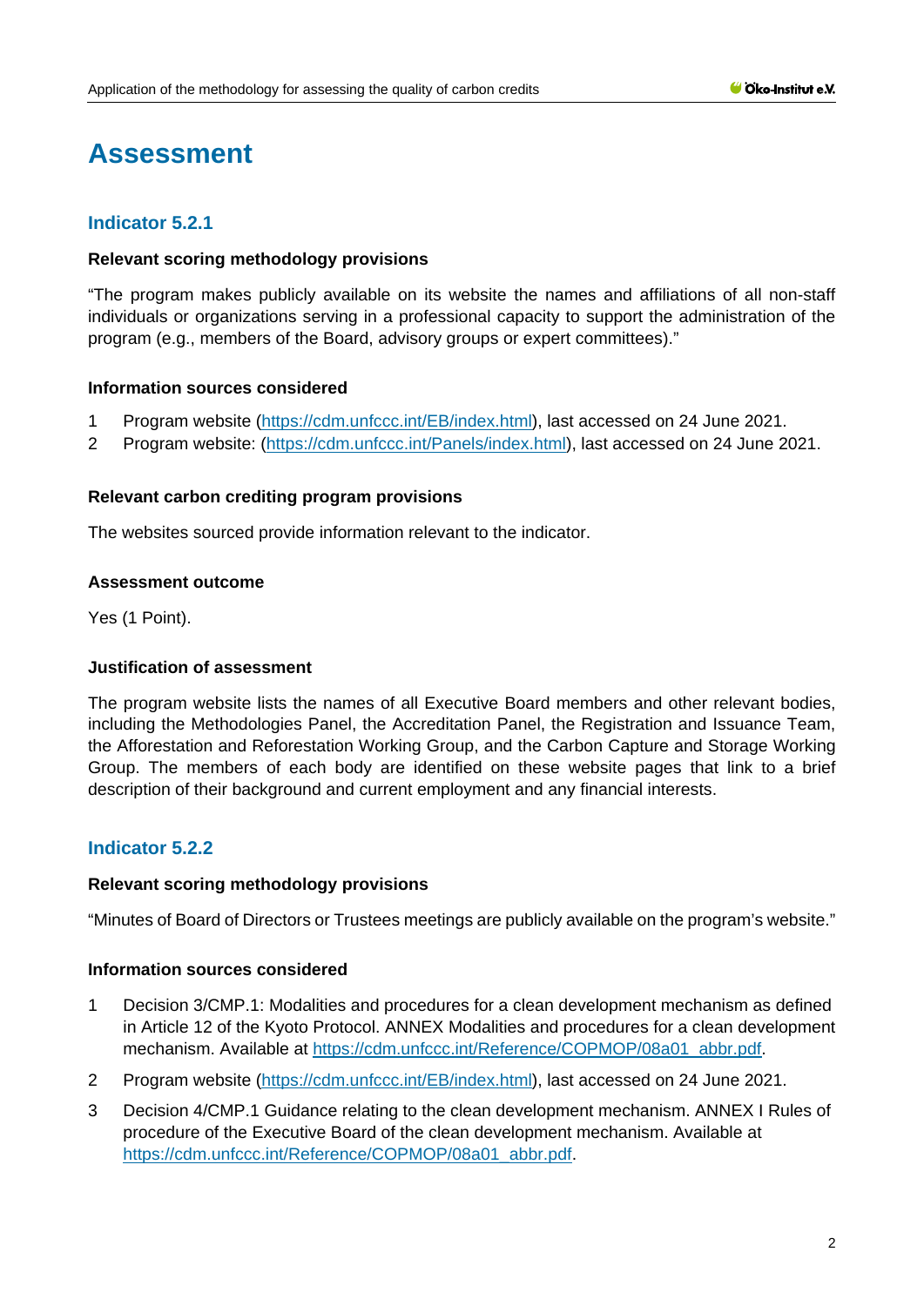# Assessment

## Indicator 5.2.1

### Relevant scoring methodology provisions

"The program makes publicly available on its website the names and affiliations of all non-staff individuals or organizations serving in a professional capacity to support the administration of the program (e.g., members of the Board, advisory groups or expert committees)."

### Information sources considered

1. Program website (https://cdm.unfccc.int/EB/index.html), last accessed on 24 June 2021.
2. Program website: (https://cdm.unfccc.int/Panels/index.html), last accessed on 24 June 2021.

### Relevant carbon crediting program provisions

The websites sourced provide information relevant to the indicator.

### Assessment outcome

Yes (1 Point).

### Justification of assessment

The program website lists the names of all Executive Board members and other relevant bodies, including the Methodologies Panel, the Accreditation Panel, the Registration and Issuance Team, the Afforestation and Reforestation Working Group, and the Carbon Capture and Storage Working Group. The members of each body are identified on these website pages that link to a brief description of their background and current employment and any financial interests.

## Indicator 5.2.2

### Relevant scoring methodology provisions

"Minutes of Board of Directors or Trustees meetings are publicly available on the program's website."

### Information sources considered

1. Decision 3/CMP.1: Modalities and procedures for a clean development mechanism as defined in Article 12 of the Kyoto Protocol. ANNEX Modalities and procedures for a clean development mechanism. Available at https://cdm.unfccc.int/Reference/COPMOP/08a01_abbr.pdf.
2. Program website (https://cdm.unfccc.int/EB/index.html), last accessed on 24 June 2021.
3. Decision 4/CMP.1 Guidance relating to the clean development mechanism. ANNEX I Rules of procedure of the Executive Board of the clean development mechanism. Available at https://cdm.unfccc.int/Reference/COPMOP/08a01_abbr.pdf.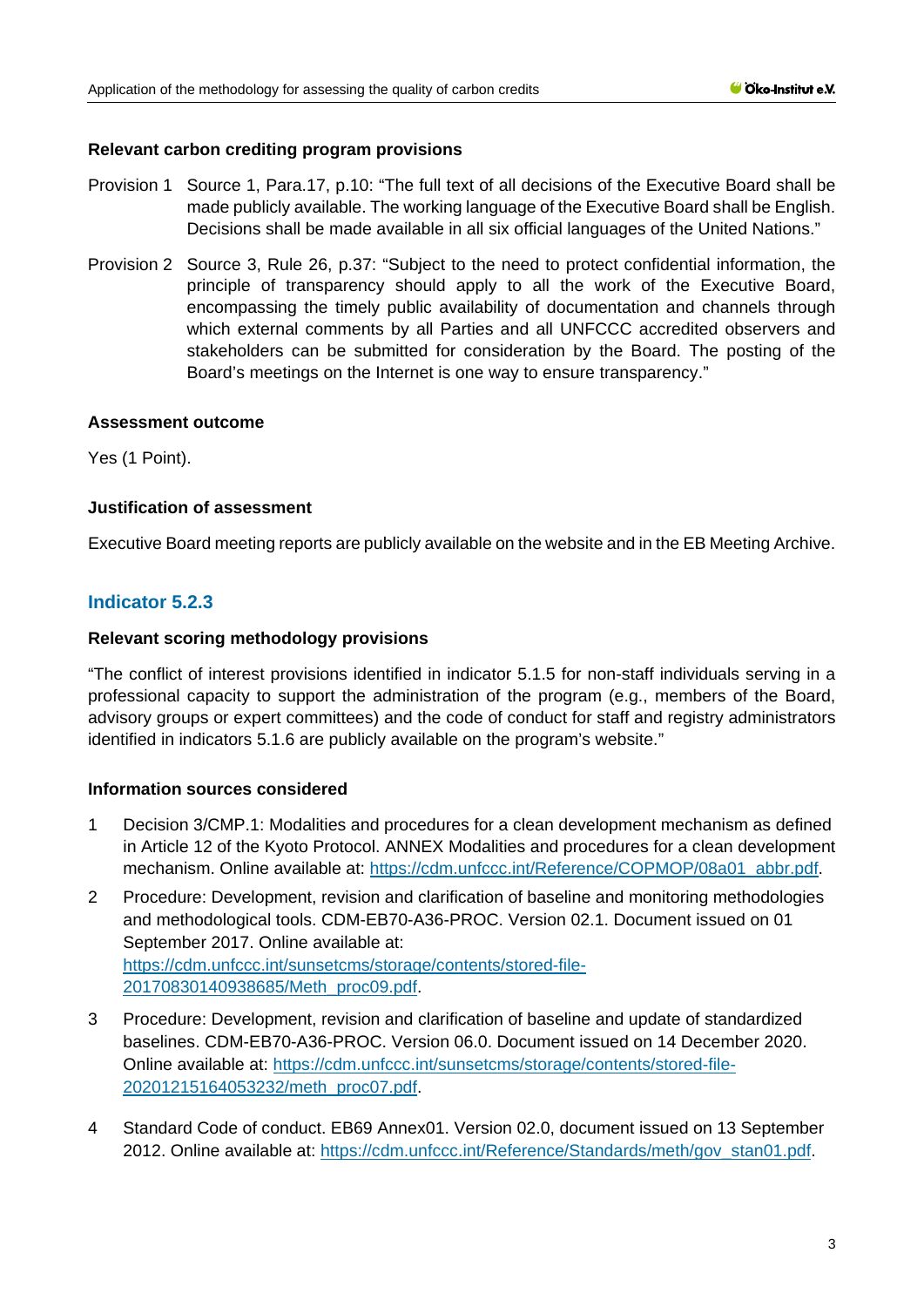**Relevant carbon crediting program provisions**

Provision 1 Source 1, Para.17, p.10: "The full text of all decisions of the Executive Board shall be made publicly available. The working language of the Executive Board shall be English. Decisions shall be made available in all six official languages of the United Nations."

Provision 2 Source 3, Rule 26, p.37: "Subject to the need to protect confidential information, the principle of transparency should apply to all the work of the Executive Board, encompassing the timely public availability of documentation and channels through which external comments by all Parties and all UNFCCC accredited observers and stakeholders can be submitted for consideration by the Board. The posting of the Board's meetings on the Internet is one way to ensure transparency."

**Assessment outcome**

Yes (1 Point).

**Justification of assessment**

Executive Board meeting reports are publicly available on the website and in the EB Meeting Archive.

## Indicator 5.2.3

**Relevant scoring methodology provisions**

"The conflict of interest provisions identified in indicator 5.1.5 for non-staff individuals serving in a professional capacity to support the administration of the program (e.g., members of the Board, advisory groups or expert committees) and the code of conduct for staff and registry administrators identified in indicators 5.1.6 are publicly available on the program's website."

**Information sources considered**

1 Decision 3/CMP.1: Modalities and procedures for a clean development mechanism as defined in Article 12 of the Kyoto Protocol. ANNEX Modalities and procedures for a clean development mechanism. Online available at: https://cdm.unfccc.int/Reference/COPMOP/08a01_abbr.pdf.

2 Procedure: Development, revision and clarification of baseline and monitoring methodologies and methodological tools. CDM-EB70-A36-PROC. Version 02.1. Document issued on 01 September 2017. Online available at: https://cdm.unfccc.int/sunsetcms/storage/contents/stored-file-20170830140938685/Meth_proc09.pdf.

3 Procedure: Development, revision and clarification of baseline and update of standardized baselines. CDM-EB70-A36-PROC. Version 06.0. Document issued on 14 December 2020. Online available at: https://cdm.unfccc.int/sunsetcms/storage/contents/stored-file-20201215164053232/meth_proc07.pdf.

4 Standard Code of conduct. EB69 Annex01. Version 02.0, document issued on 13 September 2012. Online available at: https://cdm.unfccc.int/Reference/Standards/meth/gov_stan01.pdf.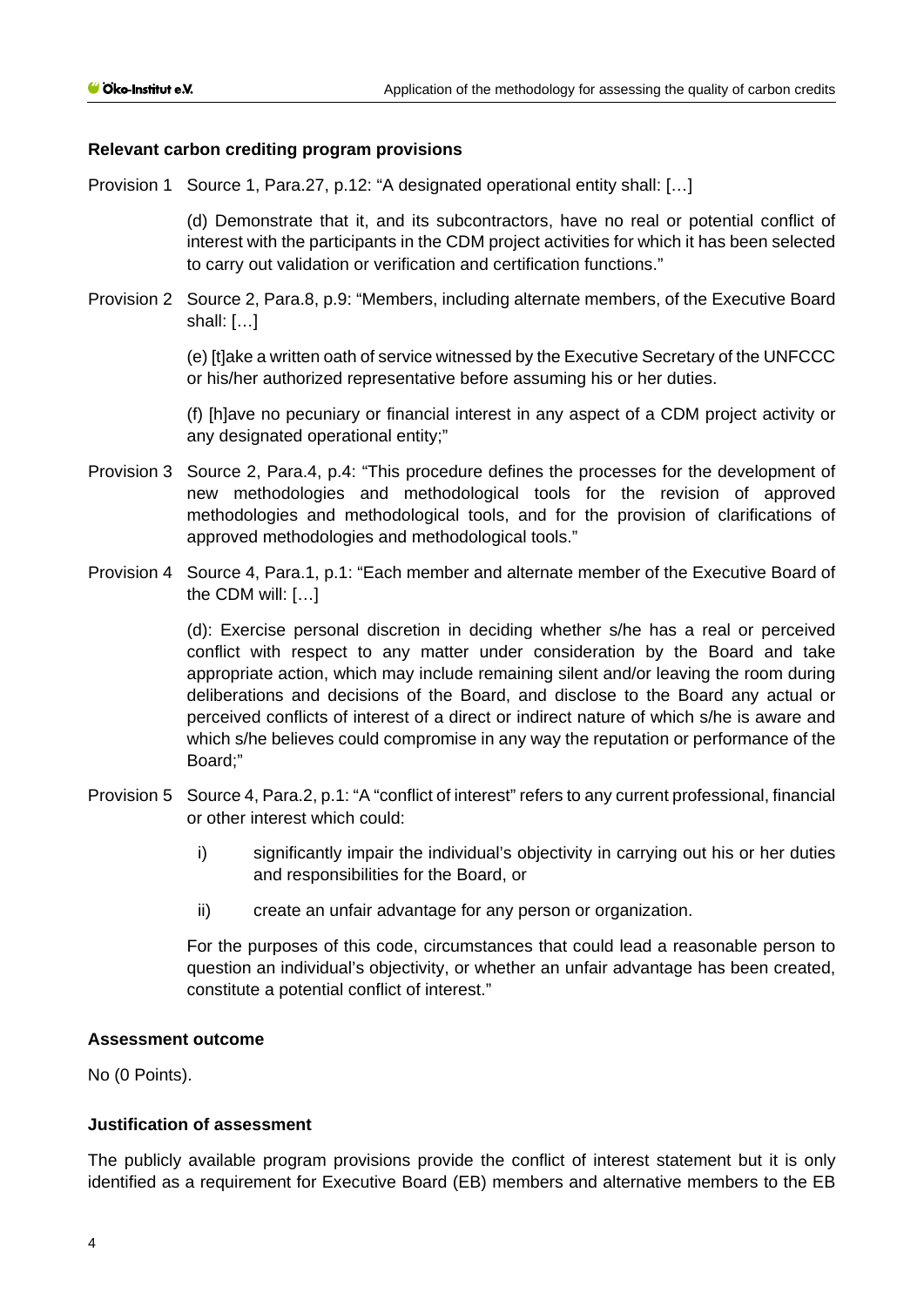**Relevant carbon crediting program provisions**

Provision 1 Source 1, Para.27, p.12: "A designated operational entity shall: […]

(d) Demonstrate that it, and its subcontractors, have no real or potential conflict of interest with the participants in the CDM project activities for which it has been selected to carry out validation or verification and certification functions."

Provision 2 Source 2, Para.8, p.9: "Members, including alternate members, of the Executive Board shall: […]

(e) [t]ake a written oath of service witnessed by the Executive Secretary of the UNFCCC or his/her authorized representative before assuming his or her duties.

(f) [h]ave no pecuniary or financial interest in any aspect of a CDM project activity or any designated operational entity;"

Provision 3 Source 2, Para.4, p.4: "This procedure defines the processes for the development of new methodologies and methodological tools for the revision of approved methodologies and methodological tools, and for the provision of clarifications of approved methodologies and methodological tools."

Provision 4 Source 4, Para.1, p.1: "Each member and alternate member of the Executive Board of the CDM will: […]

(d): Exercise personal discretion in deciding whether s/he has a real or perceived conflict with respect to any matter under consideration by the Board and take appropriate action, which may include remaining silent and/or leaving the room during deliberations and decisions of the Board, and disclose to the Board any actual or perceived conflicts of interest of a direct or indirect nature of which s/he is aware and which s/he believes could compromise in any way the reputation or performance of the Board;"

Provision 5 Source 4, Para.2, p.1: "A "conflict of interest" refers to any current professional, financial or other interest which could:

i) significantly impair the individual's objectivity in carrying out his or her duties and responsibilities for the Board, or

ii) create an unfair advantage for any person or organization.

For the purposes of this code, circumstances that could lead a reasonable person to question an individual's objectivity, or whether an unfair advantage has been created, constitute a potential conflict of interest."

**Assessment outcome**

No (0 Points).

**Justification of assessment**

The publicly available program provisions provide the conflict of interest statement but it is only identified as a requirement for Executive Board (EB) members and alternative members to the EB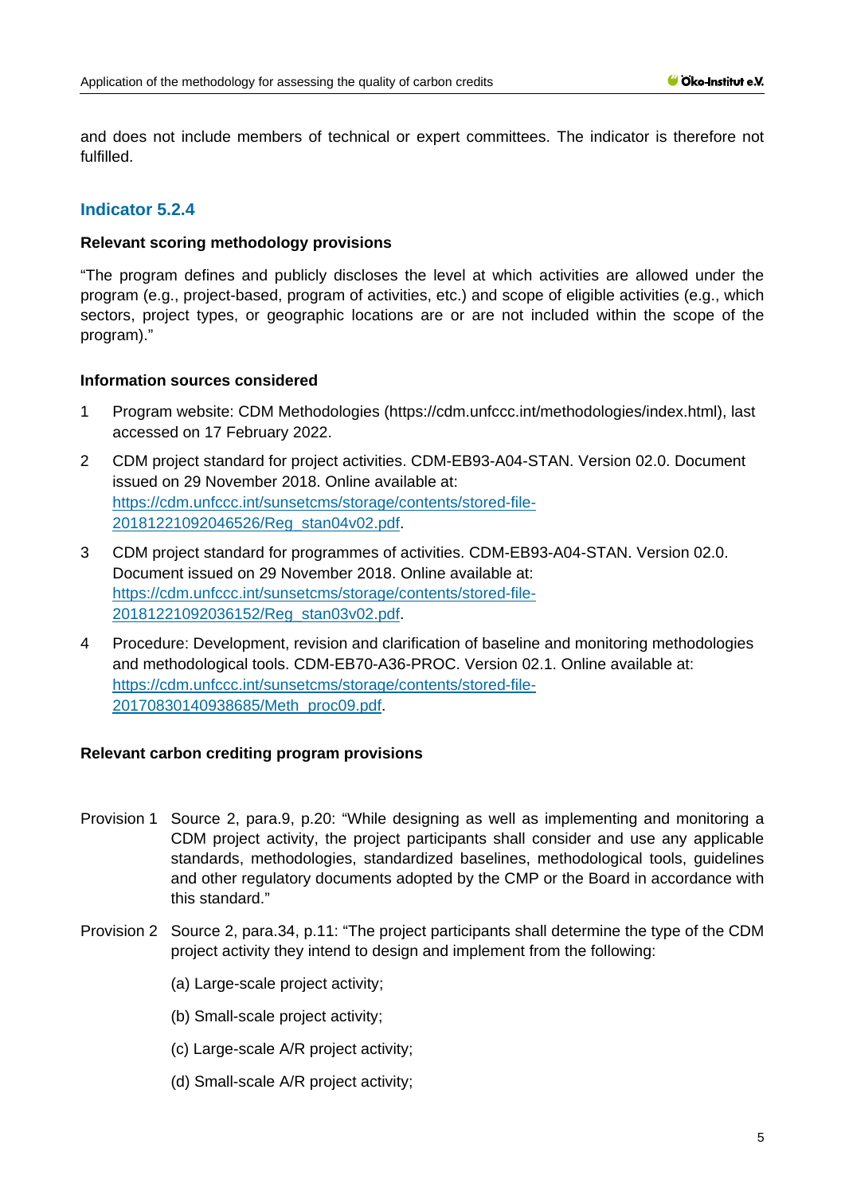and does not include members of technical or expert committees. The indicator is therefore not fulfilled.

## Indicator 5.2.4

**Relevant scoring methodology provisions**

"The program defines and publicly discloses the level at which activities are allowed under the program (e.g., project-based, program of activities, etc.) and scope of eligible activities (e.g., which sectors, project types, or geographic locations are or are not included within the scope of the program)."

**Information sources considered**

1. Program website: CDM Methodologies (https://cdm.unfccc.int/methodologies/index.html), last accessed on 17 February 2022.
2. CDM project standard for project activities. CDM-EB93-A04-STAN. Version 02.0. Document issued on 29 November 2018. Online available at: [https://cdm.unfccc.int/sunsetcms/storage/contents/stored-file-20181221092046526/Reg_stan04v02.pdf](https://cdm.unfccc.int/sunsetcms/storage/contents/stored-file-20181221092046526/Reg_stan04v02.pdf).
3. CDM project standard for programmes of activities. CDM-EB93-A04-STAN. Version 02.0. Document issued on 29 November 2018. Online available at: [https://cdm.unfccc.int/sunsetcms/storage/contents/stored-file-20181221092036152/Reg_stan03v02.pdf](https://cdm.unfccc.int/sunsetcms/storage/contents/stored-file-20181221092036152/Reg_stan03v02.pdf).
4. Procedure: Development, revision and clarification of baseline and monitoring methodologies and methodological tools. CDM-EB70-A36-PROC. Version 02.1. Online available at: [https://cdm.unfccc.int/sunsetcms/storage/contents/stored-file-20170830140938685/Meth_proc09.pdf](https://cdm.unfccc.int/sunsetcms/storage/contents/stored-file-20170830140938685/Meth_proc09.pdf).

**Relevant carbon crediting program provisions**

Provision 1 Source 2, para.9, p.20: "While designing as well as implementing and monitoring a CDM project activity, the project participants shall consider and use any applicable standards, methodologies, standardized baselines, methodological tools, guidelines and other regulatory documents adopted by the CMP or the Board in accordance with this standard."

Provision 2 Source 2, para.34, p.11: "The project participants shall determine the type of the CDM project activity they intend to design and implement from the following:

(a) Large-scale project activity;

(b) Small-scale project activity;

(c) Large-scale A/R project activity;

(d) Small-scale A/R project activity;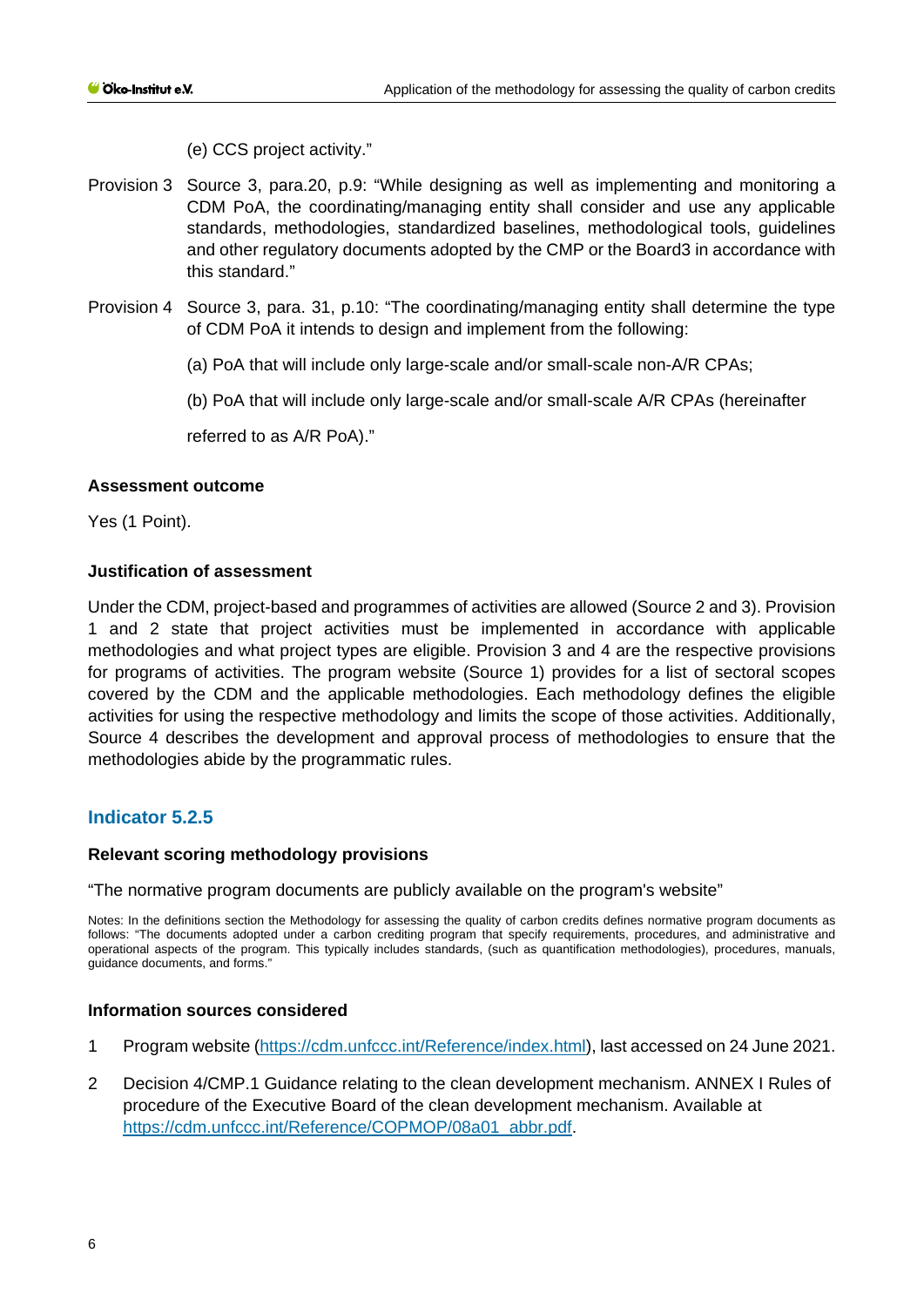(e) CCS project activity."

Provision 3 Source 3, para.20, p.9: "While designing as well as implementing and monitoring a CDM PoA, the coordinating/managing entity shall consider and use any applicable standards, methodologies, standardized baselines, methodological tools, guidelines and other regulatory documents adopted by the CMP or the Board3 in accordance with this standard."

Provision 4 Source 3, para. 31, p.10: "The coordinating/managing entity shall determine the type of CDM PoA it intends to design and implement from the following:

(a) PoA that will include only large-scale and/or small-scale non-A/R CPAs;

(b) PoA that will include only large-scale and/or small-scale A/R CPAs (hereinafter

referred to as A/R PoA)."

**Assessment outcome**

Yes (1 Point).

**Justification of assessment**

Under the CDM, project-based and programmes of activities are allowed (Source 2 and 3). Provision 1 and 2 state that project activities must be implemented in accordance with applicable methodologies and what project types are eligible. Provision 3 and 4 are the respective provisions for programs of activities. The program website (Source 1) provides for a list of sectoral scopes covered by the CDM and the applicable methodologies. Each methodology defines the eligible activities for using the respective methodology and limits the scope of those activities. Additionally, Source 4 describes the development and approval process of methodologies to ensure that the methodologies abide by the programmatic rules.

## Indicator 5.2.5

**Relevant scoring methodology provisions**

"The normative program documents are publicly available on the program's website"

Notes: In the definitions section the Methodology for assessing the quality of carbon credits defines normative program documents as follows: "The documents adopted under a carbon crediting program that specify requirements, procedures, and administrative and operational aspects of the program. This typically includes standards, (such as quantification methodologies), procedures, manuals, guidance documents, and forms."

**Information sources considered**

1 Program website (https://cdm.unfccc.int/Reference/index.html), last accessed on 24 June 2021.

2 Decision 4/CMP.1 Guidance relating to the clean development mechanism. ANNEX I Rules of procedure of the Executive Board of the clean development mechanism. Available at https://cdm.unfccc.int/Reference/COPMOP/08a01_abbr.pdf.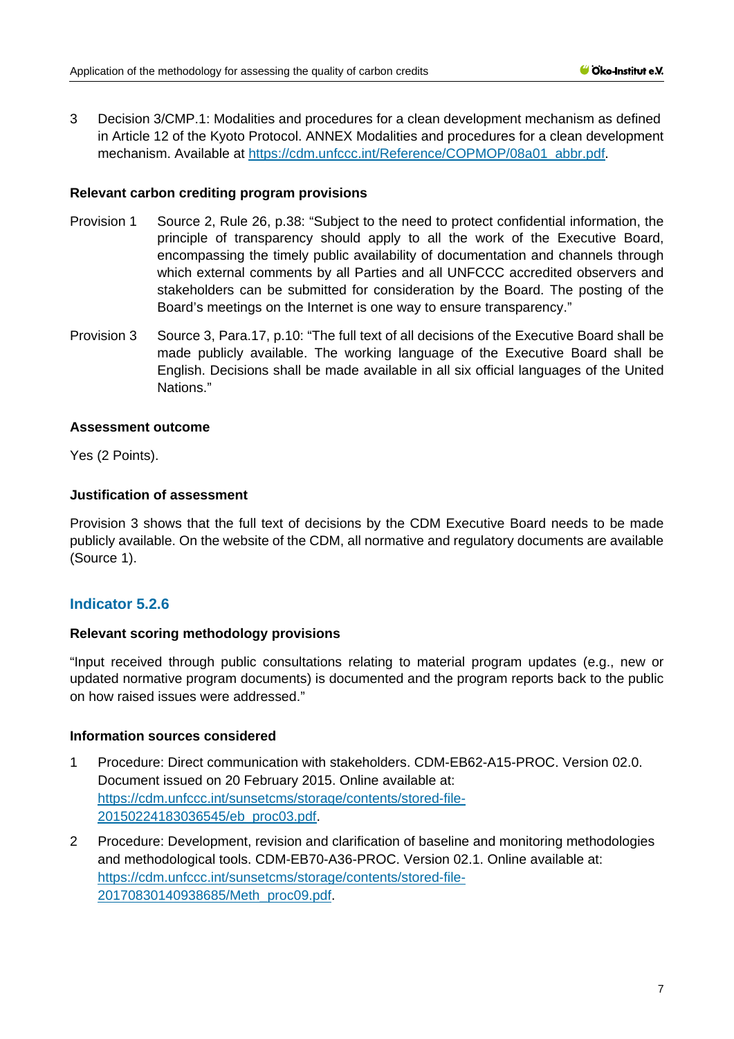3 Decision 3/CMP.1: Modalities and procedures for a clean development mechanism as defined in Article 12 of the Kyoto Protocol. ANNEX Modalities and procedures for a clean development mechanism. Available at https://cdm.unfccc.int/Reference/COPMOP/08a01_abbr.pdf.

**Relevant carbon crediting program provisions**

Provision 1 Source 2, Rule 26, p.38: "Subject to the need to protect confidential information, the principle of transparency should apply to all the work of the Executive Board, encompassing the timely public availability of documentation and channels through which external comments by all Parties and all UNFCCC accredited observers and stakeholders can be submitted for consideration by the Board. The posting of the Board's meetings on the Internet is one way to ensure transparency."

Provision 3 Source 3, Para.17, p.10: "The full text of all decisions of the Executive Board shall be made publicly available. The working language of the Executive Board shall be English. Decisions shall be made available in all six official languages of the United Nations."

**Assessment outcome**

Yes (2 Points).

**Justification of assessment**

Provision 3 shows that the full text of decisions by the CDM Executive Board needs to be made publicly available. On the website of the CDM, all normative and regulatory documents are available (Source 1).

## Indicator 5.2.6

**Relevant scoring methodology provisions**

"Input received through public consultations relating to material program updates (e.g., new or updated normative program documents) is documented and the program reports back to the public on how raised issues were addressed."

**Information sources considered**

1 Procedure: Direct communication with stakeholders. CDM-EB62-A15-PROC. Version 02.0. Document issued on 20 February 2015. Online available at: https://cdm.unfccc.int/sunsetcms/storage/contents/stored-file-20150224183036545/eb_proc03.pdf.

2 Procedure: Development, revision and clarification of baseline and monitoring methodologies and methodological tools. CDM-EB70-A36-PROC. Version 02.1. Online available at: https://cdm.unfccc.int/sunsetcms/storage/contents/stored-file-20170830140938685/Meth_proc09.pdf.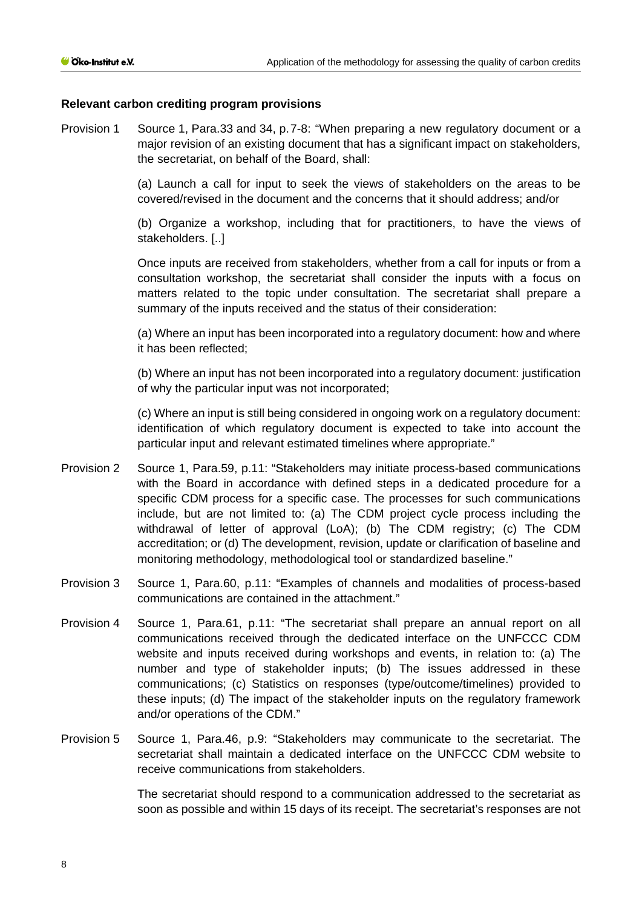**Relevant carbon crediting program provisions**

Provision 1 Source 1, Para.33 and 34, p.7-8: "When preparing a new regulatory document or a major revision of an existing document that has a significant impact on stakeholders, the secretariat, on behalf of the Board, shall:

(a) Launch a call for input to seek the views of stakeholders on the areas to be covered/revised in the document and the concerns that it should address; and/or

(b) Organize a workshop, including that for practitioners, to have the views of stakeholders. [..]

Once inputs are received from stakeholders, whether from a call for inputs or from a consultation workshop, the secretariat shall consider the inputs with a focus on matters related to the topic under consultation. The secretariat shall prepare a summary of the inputs received and the status of their consideration:

(a) Where an input has been incorporated into a regulatory document: how and where it has been reflected;

(b) Where an input has not been incorporated into a regulatory document: justification of why the particular input was not incorporated;

(c) Where an input is still being considered in ongoing work on a regulatory document: identification of which regulatory document is expected to take into account the particular input and relevant estimated timelines where appropriate."

Provision 2 Source 1, Para.59, p.11: "Stakeholders may initiate process-based communications with the Board in accordance with defined steps in a dedicated procedure for a specific CDM process for a specific case. The processes for such communications include, but are not limited to: (a) The CDM project cycle process including the withdrawal of letter of approval (LoA); (b) The CDM registry; (c) The CDM accreditation; or (d) The development, revision, update or clarification of baseline and monitoring methodology, methodological tool or standardized baseline."

Provision 3 Source 1, Para.60, p.11: "Examples of channels and modalities of process-based communications are contained in the attachment."

Provision 4 Source 1, Para.61, p.11: "The secretariat shall prepare an annual report on all communications received through the dedicated interface on the UNFCCC CDM website and inputs received during workshops and events, in relation to: (a) The number and type of stakeholder inputs; (b) The issues addressed in these communications; (c) Statistics on responses (type/outcome/timelines) provided to these inputs; (d) The impact of the stakeholder inputs on the regulatory framework and/or operations of the CDM."

Provision 5 Source 1, Para.46, p.9: "Stakeholders may communicate to the secretariat. The secretariat shall maintain a dedicated interface on the UNFCCC CDM website to receive communications from stakeholders.

The secretariat should respond to a communication addressed to the secretariat as soon as possible and within 15 days of its receipt. The secretariat's responses are not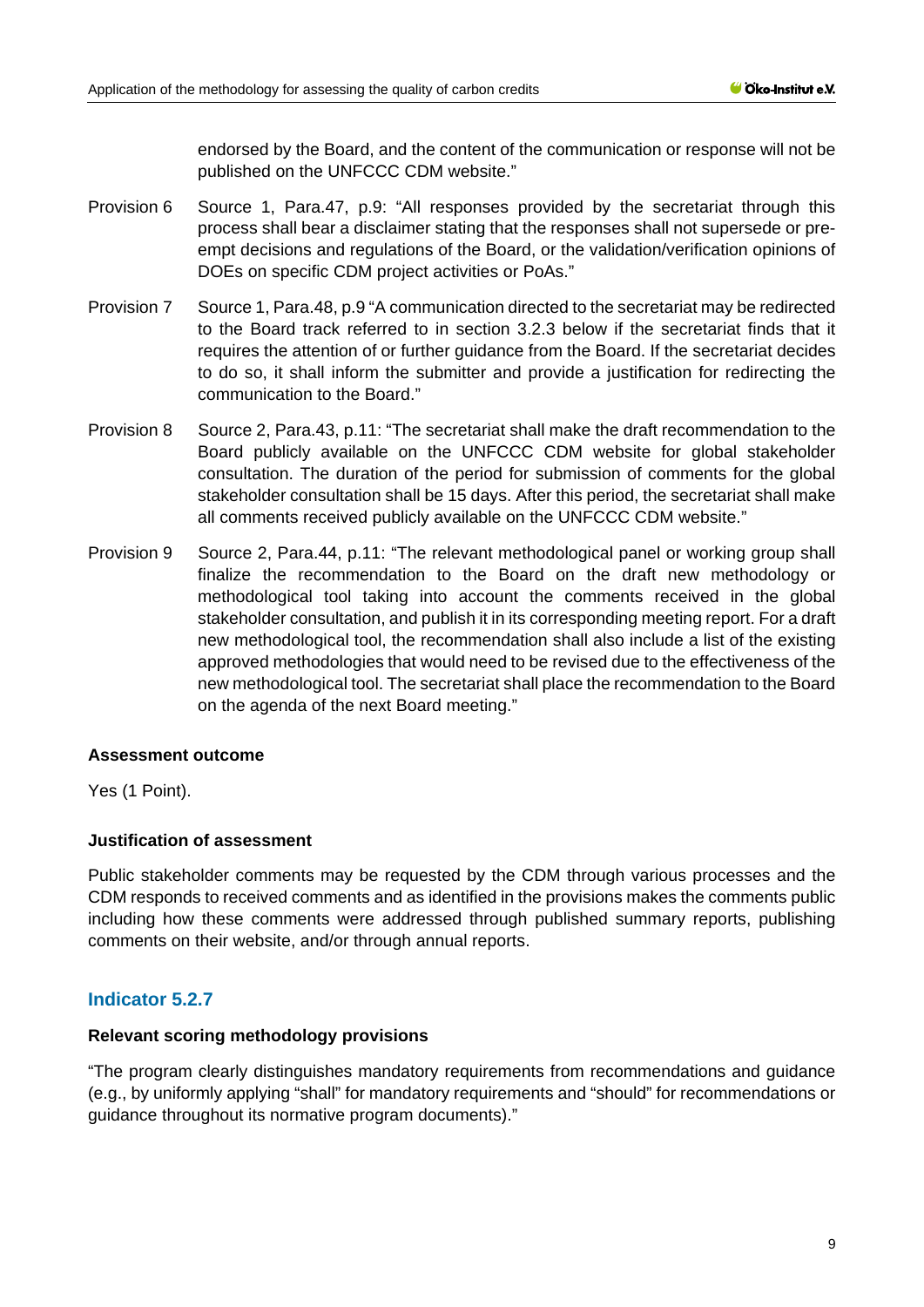endorsed by the Board, and the content of the communication or response will not be published on the UNFCCC CDM website."

Provision 6 Source 1, Para.47, p.9: "All responses provided by the secretariat through this process shall bear a disclaimer stating that the responses shall not supersede or pre-empt decisions and regulations of the Board, or the validation/verification opinions of DOEs on specific CDM project activities or PoAs."

Provision 7 Source 1, Para.48, p.9 "A communication directed to the secretariat may be redirected to the Board track referred to in section 3.2.3 below if the secretariat finds that it requires the attention of or further guidance from the Board. If the secretariat decides to do so, it shall inform the submitter and provide a justification for redirecting the communication to the Board."

Provision 8 Source 2, Para.43, p.11: "The secretariat shall make the draft recommendation to the Board publicly available on the UNFCCC CDM website for global stakeholder consultation. The duration of the period for submission of comments for the global stakeholder consultation shall be 15 days. After this period, the secretariat shall make all comments received publicly available on the UNFCCC CDM website."

Provision 9 Source 2, Para.44, p.11: "The relevant methodological panel or working group shall finalize the recommendation to the Board on the draft new methodology or methodological tool taking into account the comments received in the global stakeholder consultation, and publish it in its corresponding meeting report. For a draft new methodological tool, the recommendation shall also include a list of the existing approved methodologies that would need to be revised due to the effectiveness of the new methodological tool. The secretariat shall place the recommendation to the Board on the agenda of the next Board meeting."

**Assessment outcome**

Yes (1 Point).

**Justification of assessment**

Public stakeholder comments may be requested by the CDM through various processes and the CDM responds to received comments and as identified in the provisions makes the comments public including how these comments were addressed through published summary reports, publishing comments on their website, and/or through annual reports.

### Indicator 5.2.7

**Relevant scoring methodology provisions**

"The program clearly distinguishes mandatory requirements from recommendations and guidance (e.g., by uniformly applying "shall" for mandatory requirements and "should" for recommendations or guidance throughout its normative program documents)."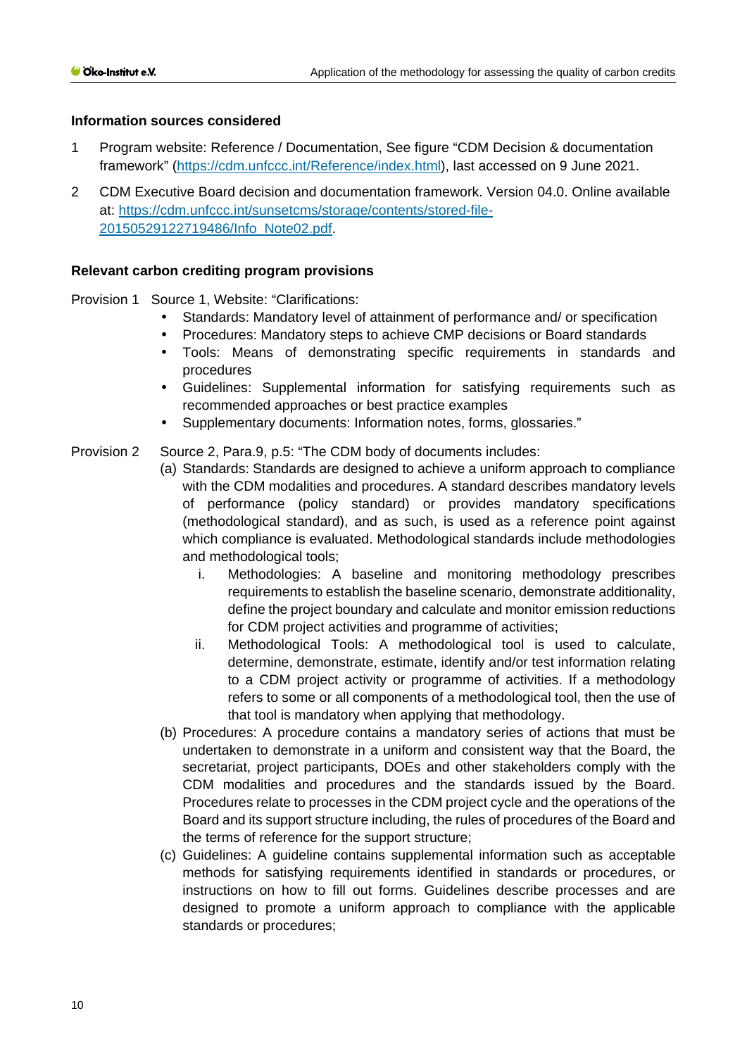**Information sources considered**

1. Program website: Reference / Documentation, See figure "CDM Decision & documentation framework" (https://cdm.unfccc.int/Reference/index.html), last accessed on 9 June 2021.
2. CDM Executive Board decision and documentation framework. Version 04.0. Online available at: https://cdm.unfccc.int/sunsetcms/storage/contents/stored-file-20150529122719486/Info_Note02.pdf.

**Relevant carbon crediting program provisions**

Provision 1 Source 1, Website: "Clarifications:

- Standards: Mandatory level of attainment of performance and/ or specification
- Procedures: Mandatory steps to achieve CMP decisions or Board standards
- Tools: Means of demonstrating specific requirements in standards and procedures
- Guidelines: Supplemental information for satisfying requirements such as recommended approaches or best practice examples
- Supplementary documents: Information notes, forms, glossaries."

Provision 2 Source 2, Para.9, p.5: "The CDM body of documents includes:

(a) Standards: Standards are designed to achieve a uniform approach to compliance with the CDM modalities and procedures. A standard describes mandatory levels of performance (policy standard) or provides mandatory specifications (methodological standard), and as such, is used as a reference point against which compliance is evaluated. Methodological standards include methodologies and methodological tools;

  i. Methodologies: A baseline and monitoring methodology prescribes requirements to establish the baseline scenario, demonstrate additionality, define the project boundary and calculate and monitor emission reductions for CDM project activities and programme of activities;

  ii. Methodological Tools: A methodological tool is used to calculate, determine, demonstrate, estimate, identify and/or test information relating to a CDM project activity or programme of activities. If a methodology refers to some or all components of a methodological tool, then the use of that tool is mandatory when applying that methodology.

(b) Procedures: A procedure contains a mandatory series of actions that must be undertaken to demonstrate in a uniform and consistent way that the Board, the secretariat, project participants, DOEs and other stakeholders comply with the CDM modalities and procedures and the standards issued by the Board. Procedures relate to processes in the CDM project cycle and the operations of the Board and its support structure including, the rules of procedures of the Board and the terms of reference for the support structure;

(c) Guidelines: A guideline contains supplemental information such as acceptable methods for satisfying requirements identified in standards or procedures, or instructions on how to fill out forms. Guidelines describe processes and are designed to promote a uniform approach to compliance with the applicable standards or procedures;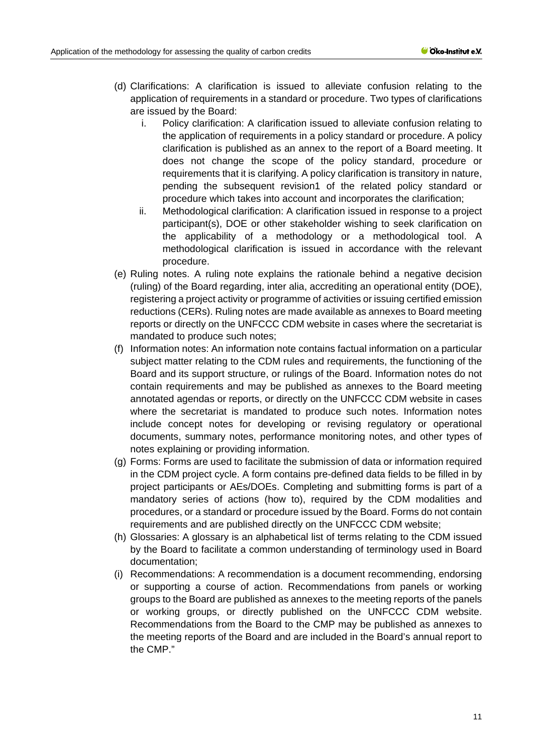(d) Clarifications: A clarification is issued to alleviate confusion relating to the application of requirements in a standard or procedure. Two types of clarifications are issued by the Board:

   i. Policy clarification: A clarification issued to alleviate confusion relating to the application of requirements in a policy standard or procedure. A policy clarification is published as an annex to the report of a Board meeting. It does not change the scope of the policy standard, procedure or requirements that it is clarifying. A policy clarification is transitory in nature, pending the subsequent revision1 of the related policy standard or procedure which takes into account and incorporates the clarification;

   ii. Methodological clarification: A clarification issued in response to a project participant(s), DOE or other stakeholder wishing to seek clarification on the applicability of a methodology or a methodological tool. A methodological clarification is issued in accordance with the relevant procedure.

(e) Ruling notes. A ruling note explains the rationale behind a negative decision (ruling) of the Board regarding, inter alia, accrediting an operational entity (DOE), registering a project activity or programme of activities or issuing certified emission reductions (CERs). Ruling notes are made available as annexes to Board meeting reports or directly on the UNFCCC CDM website in cases where the secretariat is mandated to produce such notes;

(f) Information notes: An information note contains factual information on a particular subject matter relating to the CDM rules and requirements, the functioning of the Board and its support structure, or rulings of the Board. Information notes do not contain requirements and may be published as annexes to the Board meeting annotated agendas or reports, or directly on the UNFCCC CDM website in cases where the secretariat is mandated to produce such notes. Information notes include concept notes for developing or revising regulatory or operational documents, summary notes, performance monitoring notes, and other types of notes explaining or providing information.

(g) Forms: Forms are used to facilitate the submission of data or information required in the CDM project cycle. A form contains pre-defined data fields to be filled in by project participants or AEs/DOEs. Completing and submitting forms is part of a mandatory series of actions (how to), required by the CDM modalities and procedures, or a standard or procedure issued by the Board. Forms do not contain requirements and are published directly on the UNFCCC CDM website;

(h) Glossaries: A glossary is an alphabetical list of terms relating to the CDM issued by the Board to facilitate a common understanding of terminology used in Board documentation;

(i) Recommendations: A recommendation is a document recommending, endorsing or supporting a course of action. Recommendations from panels or working groups to the Board are published as annexes to the meeting reports of the panels or working groups, or directly published on the UNFCCC CDM website. Recommendations from the Board to the CMP may be published as annexes to the meeting reports of the Board and are included in the Board's annual report to the CMP."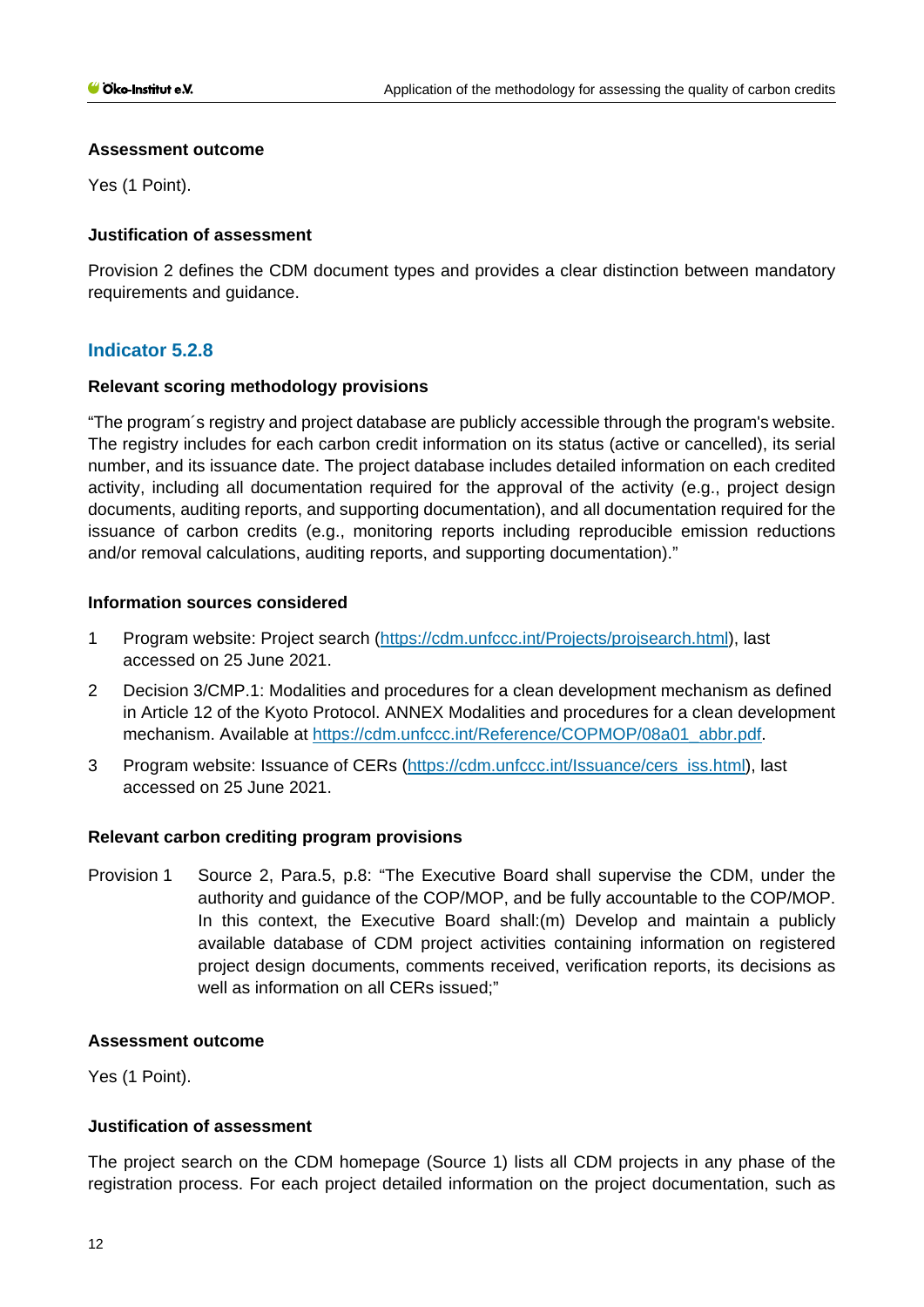### Assessment outcome

Yes (1 Point).

### Justification of assessment

Provision 2 defines the CDM document types and provides a clear distinction between mandatory requirements and guidance.

## Indicator 5.2.8

### Relevant scoring methodology provisions

"The program´s registry and project database are publicly accessible through the program's website. The registry includes for each carbon credit information on its status (active or cancelled), its serial number, and its issuance date. The project database includes detailed information on each credited activity, including all documentation required for the approval of the activity (e.g., project design documents, auditing reports, and supporting documentation), and all documentation required for the issuance of carbon credits (e.g., monitoring reports including reproducible emission reductions and/or removal calculations, auditing reports, and supporting documentation)."

### Information sources considered

1. Program website: Project search (https://cdm.unfccc.int/Projects/projsearch.html), last accessed on 25 June 2021.
2. Decision 3/CMP.1: Modalities and procedures for a clean development mechanism as defined in Article 12 of the Kyoto Protocol. ANNEX Modalities and procedures for a clean development mechanism. Available at https://cdm.unfccc.int/Reference/COPMOP/08a01_abbr.pdf.
3. Program website: Issuance of CERs (https://cdm.unfccc.int/Issuance/cers_iss.html), last accessed on 25 June 2021.

### Relevant carbon crediting program provisions

Provision 1 Source 2, Para.5, p.8: "The Executive Board shall supervise the CDM, under the authority and guidance of the COP/MOP, and be fully accountable to the COP/MOP. In this context, the Executive Board shall:(m) Develop and maintain a publicly available database of CDM project activities containing information on registered project design documents, comments received, verification reports, its decisions as well as information on all CERs issued;"

### Assessment outcome

Yes (1 Point).

### Justification of assessment

The project search on the CDM homepage (Source 1) lists all CDM projects in any phase of the registration process. For each project detailed information on the project documentation, such as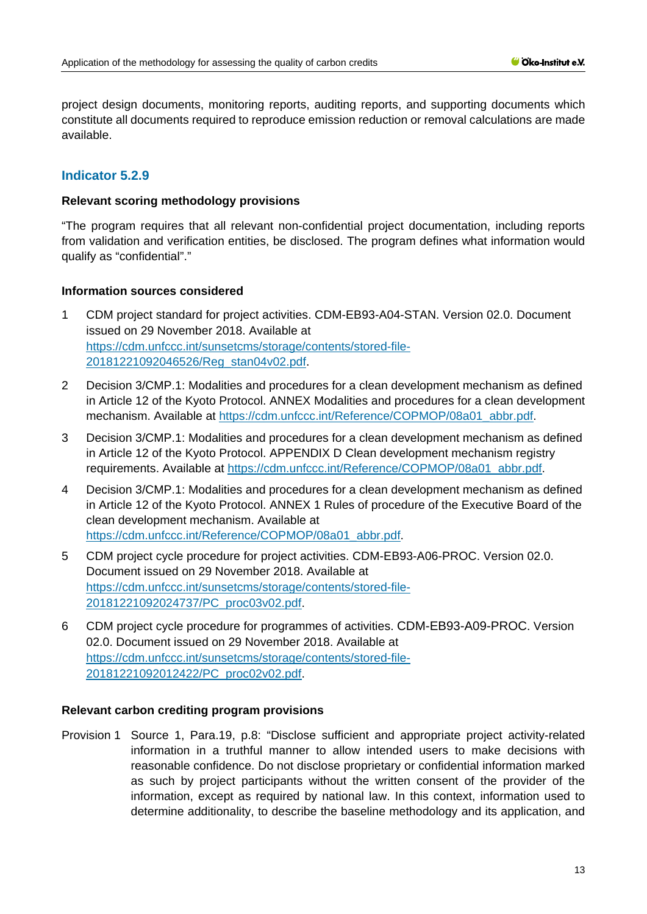project design documents, monitoring reports, auditing reports, and supporting documents which constitute all documents required to reproduce emission reduction or removal calculations are made available.

## Indicator 5.2.9

**Relevant scoring methodology provisions**

"The program requires that all relevant non-confidential project documentation, including reports from validation and verification entities, be disclosed. The program defines what information would qualify as "confidential"."

**Information sources considered**

1. CDM project standard for project activities. CDM-EB93-A04-STAN. Version 02.0. Document issued on 29 November 2018. Available at [https://cdm.unfccc.int/sunsetcms/storage/contents/stored-file-20181221092046526/Reg_stan04v02.pdf](https://cdm.unfccc.int/sunsetcms/storage/contents/stored-file-20181221092046526/Reg_stan04v02.pdf).
2. Decision 3/CMP.1: Modalities and procedures for a clean development mechanism as defined in Article 12 of the Kyoto Protocol. ANNEX Modalities and procedures for a clean development mechanism. Available at [https://cdm.unfccc.int/Reference/COPMOP/08a01_abbr.pdf](https://cdm.unfccc.int/Reference/COPMOP/08a01_abbr.pdf).
3. Decision 3/CMP.1: Modalities and procedures for a clean development mechanism as defined in Article 12 of the Kyoto Protocol. APPENDIX D Clean development mechanism registry requirements. Available at [https://cdm.unfccc.int/Reference/COPMOP/08a01_abbr.pdf](https://cdm.unfccc.int/Reference/COPMOP/08a01_abbr.pdf).
4. Decision 3/CMP.1: Modalities and procedures for a clean development mechanism as defined in Article 12 of the Kyoto Protocol. ANNEX 1 Rules of procedure of the Executive Board of the clean development mechanism. Available at [https://cdm.unfccc.int/Reference/COPMOP/08a01_abbr.pdf](https://cdm.unfccc.int/Reference/COPMOP/08a01_abbr.pdf).
5. CDM project cycle procedure for project activities. CDM-EB93-A06-PROC. Version 02.0. Document issued on 29 November 2018. Available at [https://cdm.unfccc.int/sunsetcms/storage/contents/stored-file-20181221092024737/PC_proc03v02.pdf](https://cdm.unfccc.int/sunsetcms/storage/contents/stored-file-20181221092024737/PC_proc03v02.pdf).
6. CDM project cycle procedure for programmes of activities. CDM-EB93-A09-PROC. Version 02.0. Document issued on 29 November 2018. Available at [https://cdm.unfccc.int/sunsetcms/storage/contents/stored-file-20181221092012422/PC_proc02v02.pdf](https://cdm.unfccc.int/sunsetcms/storage/contents/stored-file-20181221092012422/PC_proc02v02.pdf).

**Relevant carbon crediting program provisions**

Provision 1 Source 1, Para.19, p.8: "Disclose sufficient and appropriate project activity-related information in a truthful manner to allow intended users to make decisions with reasonable confidence. Do not disclose proprietary or confidential information marked as such by project participants without the written consent of the provider of the information, except as required by national law. In this context, information used to determine additionality, to describe the baseline methodology and its application, and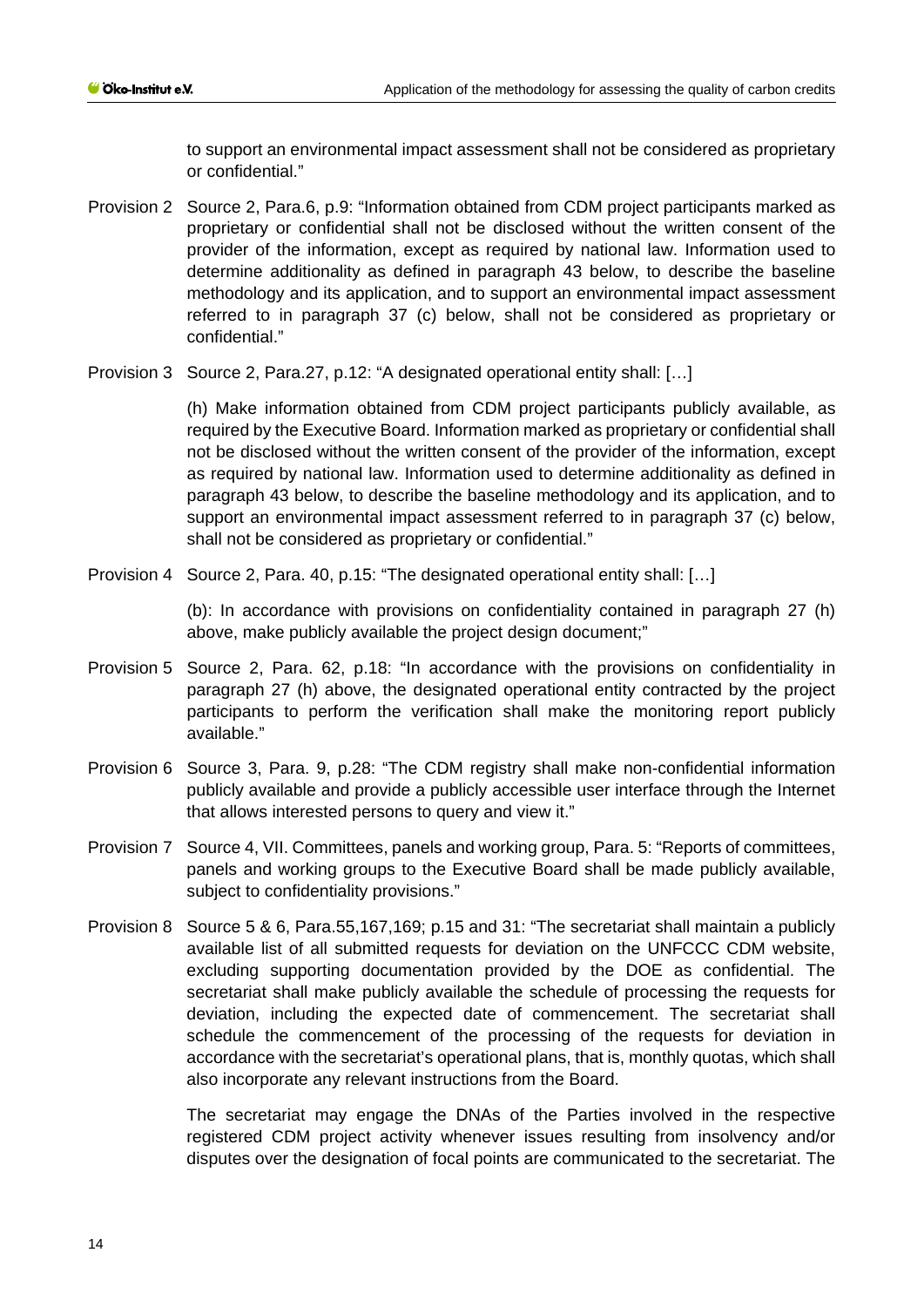to support an environmental impact assessment shall not be considered as proprietary or confidential."

Provision 2 Source 2, Para.6, p.9: "Information obtained from CDM project participants marked as proprietary or confidential shall not be disclosed without the written consent of the provider of the information, except as required by national law. Information used to determine additionality as defined in paragraph 43 below, to describe the baseline methodology and its application, and to support an environmental impact assessment referred to in paragraph 37 (c) below, shall not be considered as proprietary or confidential."

Provision 3 Source 2, Para.27, p.12: "A designated operational entity shall: […]

(h) Make information obtained from CDM project participants publicly available, as required by the Executive Board. Information marked as proprietary or confidential shall not be disclosed without the written consent of the provider of the information, except as required by national law. Information used to determine additionality as defined in paragraph 43 below, to describe the baseline methodology and its application, and to support an environmental impact assessment referred to in paragraph 37 (c) below, shall not be considered as proprietary or confidential."

Provision 4 Source 2, Para. 40, p.15: "The designated operational entity shall: […]

(b): In accordance with provisions on confidentiality contained in paragraph 27 (h) above, make publicly available the project design document;"

Provision 5 Source 2, Para. 62, p.18: "In accordance with the provisions on confidentiality in paragraph 27 (h) above, the designated operational entity contracted by the project participants to perform the verification shall make the monitoring report publicly available."

Provision 6 Source 3, Para. 9, p.28: "The CDM registry shall make non-confidential information publicly available and provide a publicly accessible user interface through the Internet that allows interested persons to query and view it."

Provision 7 Source 4, VII. Committees, panels and working group, Para. 5: "Reports of committees, panels and working groups to the Executive Board shall be made publicly available, subject to confidentiality provisions."

Provision 8 Source 5 & 6, Para.55,167,169; p.15 and 31: "The secretariat shall maintain a publicly available list of all submitted requests for deviation on the UNFCCC CDM website, excluding supporting documentation provided by the DOE as confidential. The secretariat shall make publicly available the schedule of processing the requests for deviation, including the expected date of commencement. The secretariat shall schedule the commencement of the processing of the requests for deviation in accordance with the secretariat's operational plans, that is, monthly quotas, which shall also incorporate any relevant instructions from the Board.

The secretariat may engage the DNAs of the Parties involved in the respective registered CDM project activity whenever issues resulting from insolvency and/or disputes over the designation of focal points are communicated to the secretariat. The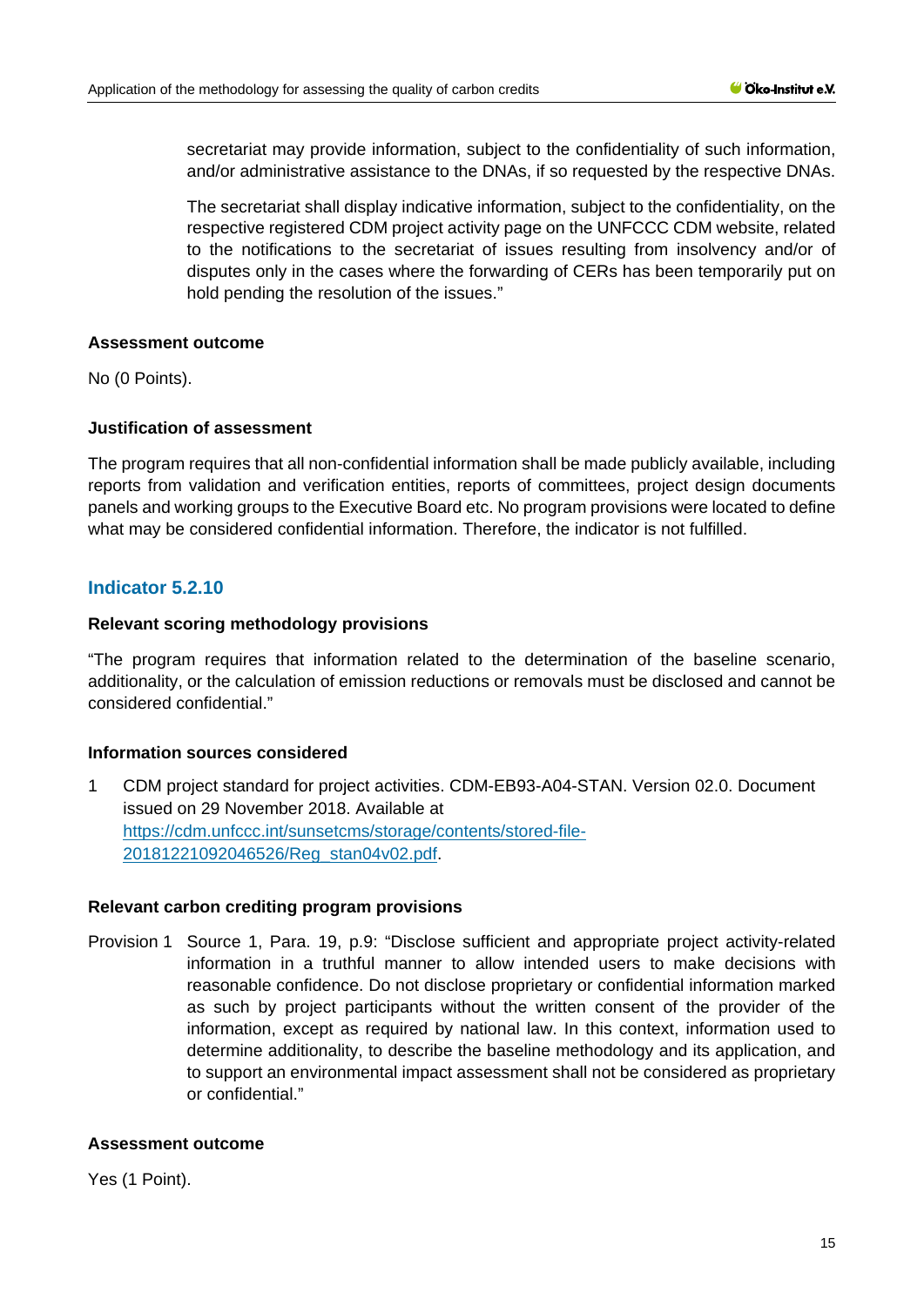secretariat may provide information, subject to the confidentiality of such information, and/or administrative assistance to the DNAs, if so requested by the respective DNAs.

The secretariat shall display indicative information, subject to the confidentiality, on the respective registered CDM project activity page on the UNFCCC CDM website, related to the notifications to the secretariat of issues resulting from insolvency and/or of disputes only in the cases where the forwarding of CERs has been temporarily put on hold pending the resolution of the issues."

**Assessment outcome**

No (0 Points).

**Justification of assessment**

The program requires that all non-confidential information shall be made publicly available, including reports from validation and verification entities, reports of committees, project design documents panels and working groups to the Executive Board etc. No program provisions were located to define what may be considered confidential information. Therefore, the indicator is not fulfilled.

## Indicator 5.2.10

**Relevant scoring methodology provisions**

"The program requires that information related to the determination of the baseline scenario, additionality, or the calculation of emission reductions or removals must be disclosed and cannot be considered confidential."

**Information sources considered**

1 CDM project standard for project activities. CDM-EB93-A04-STAN. Version 02.0. Document issued on 29 November 2018. Available at https://cdm.unfccc.int/sunsetcms/storage/contents/stored-file-20181221092046526/Reg_stan04v02.pdf.

**Relevant carbon crediting program provisions**

Provision 1 Source 1, Para. 19, p.9: "Disclose sufficient and appropriate project activity-related information in a truthful manner to allow intended users to make decisions with reasonable confidence. Do not disclose proprietary or confidential information marked as such by project participants without the written consent of the provider of the information, except as required by national law. In this context, information used to determine additionality, to describe the baseline methodology and its application, and to support an environmental impact assessment shall not be considered as proprietary or confidential."

**Assessment outcome**

Yes (1 Point).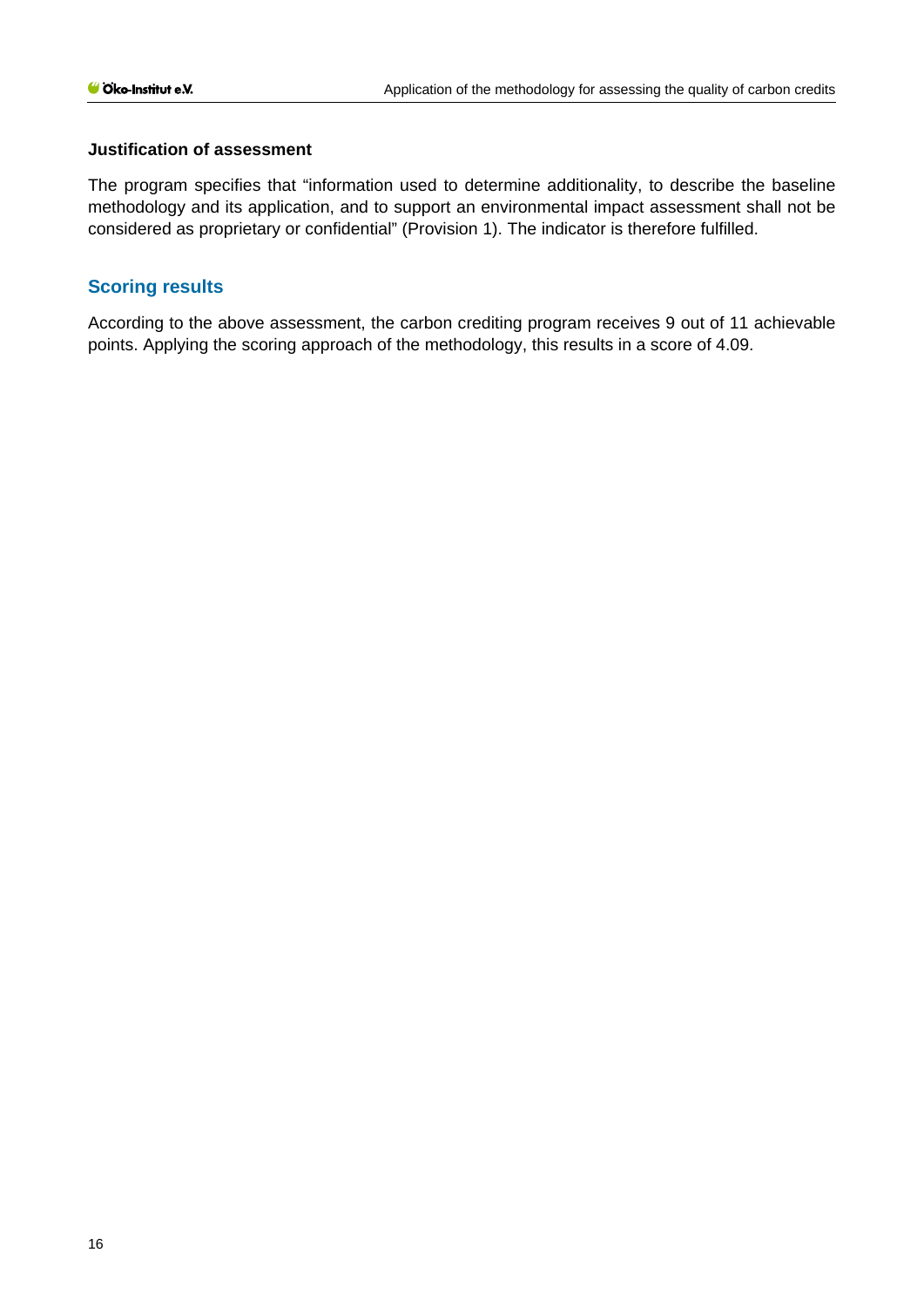**Justification of assessment**

The program specifies that "information used to determine additionality, to describe the baseline methodology and its application, and to support an environmental impact assessment shall not be considered as proprietary or confidential" (Provision 1). The indicator is therefore fulfilled.

## Scoring results

According to the above assessment, the carbon crediting program receives 9 out of 11 achievable points. Applying the scoring approach of the methodology, this results in a score of 4.09.